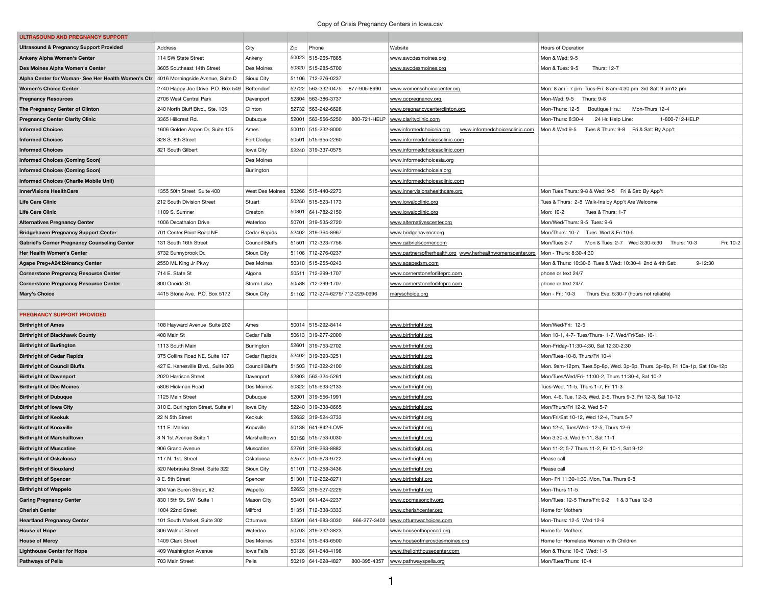Copy of Crisis Pregnancy Centers in Iowa.csv

| | | | | | | |
|---|---|---|---|---|---|---|
| **ULTRASOUND AND PREGNANCY SUPPORT** | | | | | | |
| **Ultrasound & Pregnancy Support Provided** | Address | City | Zip | Phone | Website | Hours of Operation |
| **Ankeny Alpha Women's Center** | 114 SW State Street | Ankeny | 50023 | 515-965-7885 | www.awcdesmoines.org | Mon & Wed: 9-5 |
| **Des Moines Alpha Women's Center** | 3605 Southeast 14th Street | Des Moines | 50320 | 515-285-5700 | www.awcdesmoines.org | Mon & Tues: 9-5 Thurs: 12-7 |
| **Alpha Center for Woman- See Her Health Women's Ctr** | 4016 Morningside Avenue, Suite D | Sioux City | 51106 | 712-276-0237 | | |
| **Women's Choice Center** | 2740 Happy Joe Drive P.O. Box 549 | Bettendorf | 52722 | 563-332-0475 877-905-8990 | www.womenschoicecenter.org | Mon: 8 am - 7 pm Tues-Fri: 8 am-4:30 pm 3rd Sat: 9 am12 pm |
| **Pregnancy Resources** | 2706 West Central Park | Davenport | 52804 | 563-386-3737 | www.qcpregnancy.org | Mon-Wed: 9-5 Thurs: 9-8 |
| **The Pregnancy Center of Clinton** | 240 North Bluff Blvd., Ste. 105 | Clinton | 52732 | 563-242-6628 | www.pregnancycenterclinton.org | Mon-Thurs: 12-5 Boutique Hrs.: Mon-Thurs 12-4 |
| **Pregnancy Center Clarity Clinic** | 3365 Hillcrest Rd. | Dubuque | 52001 | 563-556-5250 800-721-HELP | www.claritvclinic.com | Mon-Thurs: 8:30-4 24 Hr. Help Line: 1-800-712-HELP |
| **Informed Choices** | 1606 Golden Aspen Dr. Suite 105 | Ames | 50010 | 515-232-8000 | wwwinformedchoiceia.org www.informedchoicesclinic.com | Mon & Wed:9-5 Tues & Thurs: 9-8 Fri & Sat: By App't |
| **Informed Choices** | 328 S. 8th Street | Fort Dodge | 50501 | 515-955-2260 | www.informedchoicesclinic.com | |
| **Informed Choices** | 821 South Gilbert | Iowa City | 52240 | 319-337-0575 | www.informedchoicesclinic.com | |
| **Informed Choices (Coming Soon)** | | Des Moines | | | www.informedchoicesia.org | |
| **Informed Choices (Coming Soon)** | | Burlington | | | www.informedchoiceia.org | |
| **Informed Choices (Charlie Mobile Unit)** | | | | | www.informedchoicesclinic.com | |
| **InnerVisions HealthCare** | 1355 50th Street Suite 400 | West Des Moines | 50266 | 515-440-2273 | www.innervisionshealthcare.org | Mon Tues Thurs: 9-8 & Wed: 9-5 Fri & Sat: By App't |
| **Life Care Clinic** | 212 South Division Street | Stuart | 50250 | 515-523-1173 | www.iowalcclinic.org | Tues & Thurs: 2-8 Walk-Ins by App't Are Welcome |
| **Life Care Clinic** | 1109 S. Sumner | Creston | 50801 | 641-782-2150 | www.iowalcclinic.org | Mon: 10-2 Tues & Thurs: 1-7 |
| **Alternatives Pregnancy Center** | 1006 Decathalon Drive | Waterloo | 50701 | 319-535-2720 | www.alternativescenter.org | Mon/Wed/Thurs: 9-5 Tues: 9-6 |
| **Bridgehaven Pregnancy Support Center** | 701 Center Point Road NE | Cedar Rapids | 52402 | 319-364-8967 | www.bridgehavencr.org | Mon/Thurs: 10-7 Tues. Wed & Fri 10-5 |
| **Gabriel's Corner Pregnancy Counseling Center** | 131 South 16th Street | Council Bluffs | 51501 | 712-323-7756 | www.gabrielscorner.com | Mon/Tues 2-7 Mon & Tues: 2-7 Wed 3:30-5:30 Thurs: 10-3 Fri: 10-2 |
| **Her Health Women's Center** | 5732 Sunnybrook Dr. | Sioux City | 51106 | 712-276-0237 | www.partnersofherhealth.org www.herhealthwomenscenter.org | Mon - Thurs: 8:30-4:30 |
| **Agape Preg+A24:I24nancy Center** | 2550 ML King Jr Pkwy | Des Moines | 50310 | 515-255-0243 | www.agapedsm.com | Mon & Thurs: 10:30-6 Tues & Wed: 10:30-4 2nd & 4th Sat: 9-12:30 |
| **Cornerstone Pregnancy Resource Center** | 714 E. State St | Algona | 50511 | 712-299-1707 | www.cornerstoneforlifeprc.com | phone or text 24/7 |
| **Cornerstone Pregnancy Resource Center** | 800 Oneida St. | Storm Lake | 50588 | 712-299-1707 | www.cornerstoneforlifeprc.com | phone or text 24/7 |
| **Mary's Choice** | 4415 Stone Ave. P.O. Box 5172 | Sioux City | 51102 | 712-274-6279/ 712-229-0996 | maryschoice.org | Mon - Fri: 10-3 Thurs Eve: 5:30-7 (hours not reliable) |
| | | | | | | |
| **PREGNANCY SUPPORT PROVIDED** | | | | | | |
| **Birthright of Ames** | 108 Hayward Avenue Suite 202 | Ames | 50014 | 515-292-8414 | www.birthright.org | Mon/Wed/Fri: 12-5 |
| **Birthright of Blackhawk County** | 408 Main St | Cedar Falls | 50613 | 319-277-2000 | www.birthright.org | Mon 10-1, 4-7- Tues/Thurs- 1-7, Wed/Fri/Sat- 10-1 |
| **Birthright of Burlington** | 1113 South Main | Burlington | 52601 | 319-753-2702 | www.birthright.org | Mon-Friday-11:30-4:30, Sat 12:30-2:30 |
| **Birthright of Cedar Rapids** | 375 Collins Road NE, Suite 107 | Cedar Rapids | 52402 | 319-393-3251 | www.birthright.org | Mon/Tues-10-8, Thurs/Fri 10-4 |
| **Birthright of Council Bluffs** | 427 E. Kanesville Blvd., Suite 303 | Council Bluffs | 51503 | 712-322-2100 | www.birthright.org | Mon. 9am-12pm, Tues.5p-8p, Wed. 3p-6p, Thurs. 3p-8p, Fri 10a-1p, Sat 10a-12p |
| **Birthright of Davenport** | 2020 Harrison Street | Davenport | 52803 | 563-324-5261 | www.birthright.org | Mon/Tues/Wed/Fri- 11:00-2, Thurs 11:30-4, Sat 10-2 |
| **Birthright of Des Moines** | 5806 Hickman Road | Des Moines | 50322 | 515-633-2133 | www.birthright.org | Tues-Wed. 11-5, Thurs 1-7, Fri 11-3 |
| **Birthright of Dubuque** | 1125 Main Street | Dubuque | 52001 | 319-556-1991 | www.birthright.org | Mon. 4-6, Tue. 12-3, Wed. 2-5, Thurs 9-3, Fri 12-3, Sat 10-12 |
| **Birthright of Iowa City** | 310 E. Burlington Street, Suite #1 | Iowa City | 52240 | 319-338-8665 | www.birthright.org | Mon/Thurs/Fri 12-2, Wed 5-7 |
| **Birthright of Keokuk** | 22 N 5th Street | Keokuk | 52632 | 319-524-3733 | www.birthright.org | Mon/Fri/Sat 10-12, Wed 12-4, Thurs 5-7 |
| **Birthright of Knoxville** | 111 E. Marion | Knoxville | 50138 | 641-842-LOVE | www.birthright.org | Mon 12-4, Tues/Wed- 12-5, Thurs 12-6 |
| **Birthright of Marshalltown** | 8 N 1st Avenue Suite 1 | Marshalltown | 50158 | 515-753-0030 | www.birthright.org | Mon 3:30-5, Wed 9-11, Sat 11-1 |
| **Birthright of Muscatine** | 906 Grand Avenue | Muscatine | 52761 | 319-263-8882 | www.birthright.org | Mon 11-2; 5-7 Thurs 11-2, Fri 10-1, Sat 9-12 |
| **Birthright of Oskaloosa** | 117 N. 1st. Street | Oskaloosa | 52577 | 515-673-9722 | www.birthright.org | Please call |
| **Birthright of Siouxland** | 520 Nebraska Street, Suite 322 | Sioux City | 51101 | 712-258-3436 | www.birthright.org | Please call |
| **Birthright of Spencer** | 8 E. 5th Street | Spencer | 51301 | 712-262-8271 | www.birthright.org | Mon- Fri 11:30-1:30, Mon, Tue, Thurs 6-8 |
| **Birthright of Wappelo** | 304 Van Buren Street, #2 | Wapello | 52653 | 319-527-2229 | www.birthright.org | Mon-Thurs 11-5 |
| **Caring Pregnancy Center** | 830 15th St. SW Suite 1 | Mason City | 50401 | 641-424-2237 | www.cpcmasoncity.org | Mon/Tues: 12-5 Thurs/Fri: 9-2 1 & 3 Tues 12-8 |
| **Cherish Center** | 1004 22nd Street | Milford | 51351 | 712-338-3333 | www.cherishcenter.org | Home for Mothers |
| **Heartland Pregnancy Center** | 101 South Market, Suite 302 | Ottumwa | 52501 | 641-683-3030 866-277-3402 | www.ottumwachoices.com | Mon-Thurs: 12-5 Wed 12-9 |
| **House of Hope** | 306 Walnut Street | Waterloo | 50703 | 319-232-3823 | www.houseofhopeccd.org | Home for Mothers |
| **House of Mercy** | 1409 Clark Street | Des Moines | 50314 | 515-643-6500 | www.houseofmercydesmoines.org | Home for Homeless Women with Children |
| **Lighthouse Center for Hope** | 409 Washington Avenue | Iowa Falls | 50126 | 641-648-4198 | www.thelighthousecenter.com | Mon & Thurs: 10-6 Wed: 1-5 |
| **Pathways of Pella** | 703 Main Street | Pella | 50219 | 641-628-4827 800-395-4357 | www.pathwayspella.org | Mon/Tues/Thurs: 10-4 |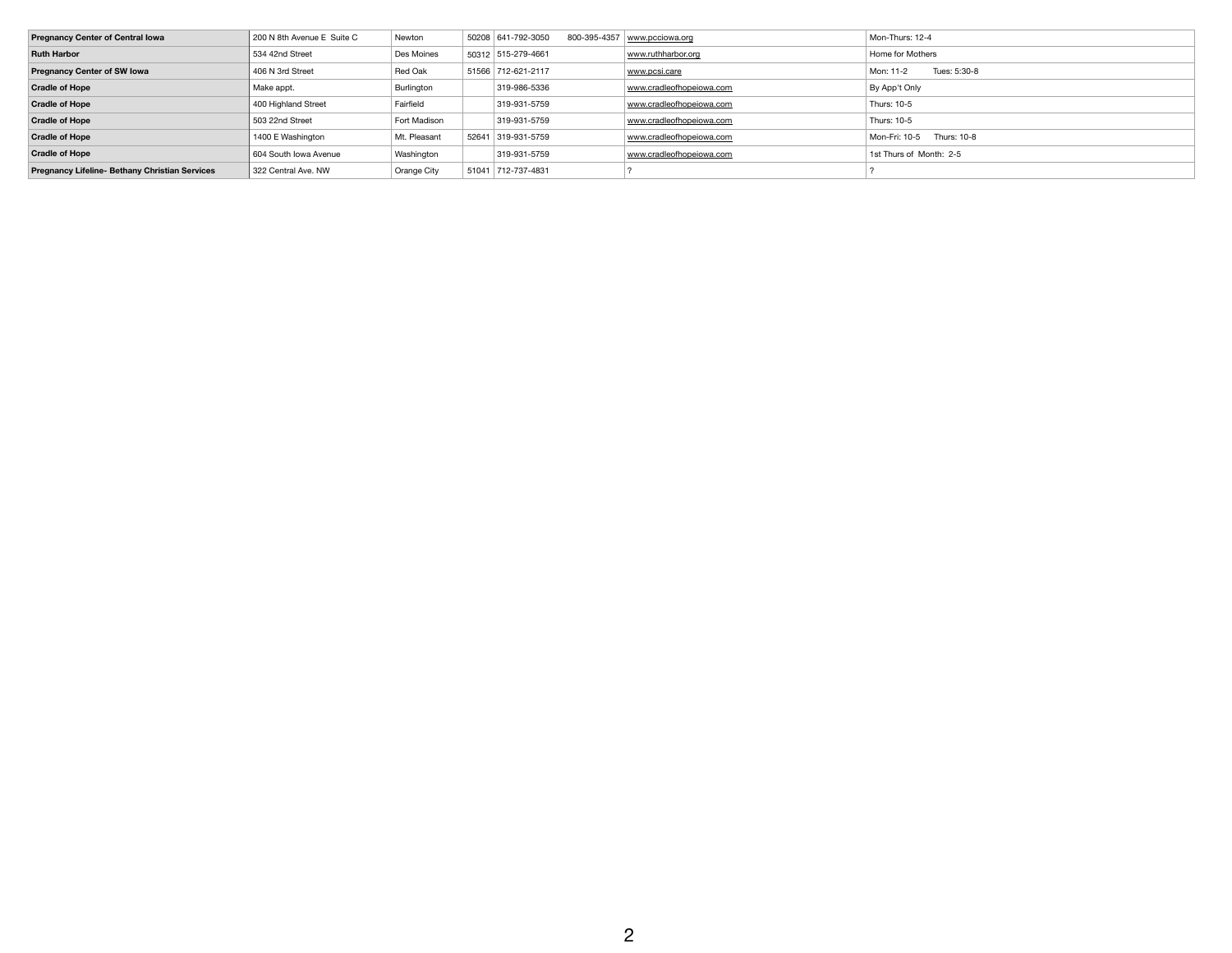| | | | | | | | |
|---|---|---|---|---|---|---|---|
| **Pregnancy Center of Central Iowa** | 200 N 8th Avenue E Suite C | Newton | 50208 | 641-792-3050 | 800-395-4357 | www.pcciowa.org | Mon-Thurs: 12-4 |
| **Ruth Harbor** | 534 42nd Street | Des Moines | 50312 | 515-279-4661 | | www.ruthharbor.org | Home for Mothers |
| **Pregnancy Center of SW Iowa** | 406 N 3rd Street | Red Oak | 51566 | 712-621-2117 | | www.pcsi.care | Mon: 11-2 Tues: 5:30-8 |
| **Cradle of Hope** | Make appt. | Burlington | | 319-986-5336 | | www.cradleofhopeiowa.com | By App't Only |
| **Cradle of Hope** | 400 Highland Street | Fairfield | | 319-931-5759 | | www.cradleofhopeiowa.com | Thurs: 10-5 |
| **Cradle of Hope** | 503 22nd Street | Fort Madison | | 319-931-5759 | | www.cradleofhopeiowa.com | Thurs: 10-5 |
| **Cradle of Hope** | 1400 E Washington | Mt. Pleasant | 52641 | 319-931-5759 | | www.cradleofhopeiowa.com | Mon-Fri: 10-5 Thurs: 10-8 |
| **Cradle of Hope** | 604 South Iowa Avenue | Washington | | 319-931-5759 | | www.cradleofhopeiowa.com | 1st Thurs of Month: 2-5 |
| **Pregnancy Lifeline- Bethany Christian Services** | 322 Central Ave. NW | Orange City | 51041 | 712-737-4831 | | ? | ? |